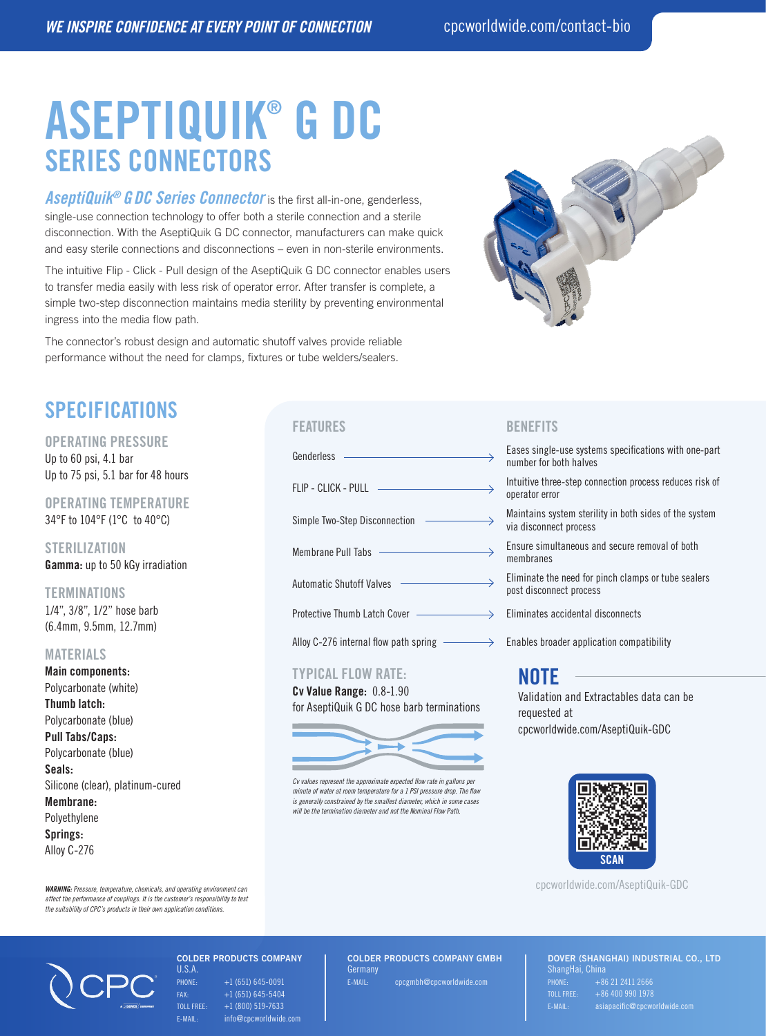**WE INSPIRE CONFIDENCE AT EVERY POINT OF CONNECTION** cpcworldwide.com/contact-bio

# ASEPTIQUIK® G DC
## SERIES CONNECTORS

***AseptiQuik® G DC Series Connector*** is the first all-in-one, genderless, single-use connection technology to offer both a sterile connection and a sterile disconnection. With the AseptiQuik G DC connector, manufacturers can make quick and easy sterile connections and disconnections – even in non-sterile environments.

The intuitive Flip - Click - Pull design of the AseptiQuik G DC connector enables users to transfer media easily with less risk of operator error. After transfer is complete, a simple two-step disconnection maintains media sterility by preventing environmental ingress into the media flow path.

The connector's robust design and automatic shutoff valves provide reliable performance without the need for clamps, fixtures or tube welders/sealers.

## SPECIFICATIONS

### OPERATING PRESSURE
Up to 60 psi, 4.1 bar
Up to 75 psi, 5.1 bar for 48 hours

### OPERATING TEMPERATURE
34°F to 104°F (1°C to 40°C)

### STERILIZATION
**Gamma:** up to 50 kGy irradiation

### TERMINATIONS
1/4", 3/8", 1/2" hose barb
(6.4mm, 9.5mm, 12.7mm)

### MATERIALS
**Main components:**
Polycarbonate (white)
**Thumb latch:**
Polycarbonate (blue)
**Pull Tabs/Caps:**
Polycarbonate (blue)
**Seals:**
Silicone (clear), platinum-cured
**Membrane:**
Polyethylene
**Springs:**
Alloy C-276

***WARNING:*** *Pressure, temperature, chemicals, and operating environment can affect the performance of couplings. It is the customer's responsibility to test the suitability of CPC's products in their own application conditions.*

| FEATURES | BENEFITS |
|---|---|
| Genderless | Eases single-use systems specifications with one-part number for both halves |
| FLIP - CLICK - PULL | Intuitive three-step connection process reduces risk of operator error |
| Simple Two-Step Disconnection | Maintains system sterility in both sides of the system via disconnect process |
| Membrane Pull Tabs | Ensure simultaneous and secure removal of both membranes |
| Automatic Shutoff Valves | Eliminate the need for pinch clamps or tube sealers post disconnect process |
| Protective Thumb Latch Cover | Eliminates accidental disconnects |
| Alloy C-276 internal flow path spring | Enables broader application compatibility |

### TYPICAL FLOW RATE:
**Cv Value Range:** 0.8-1.90
for AseptiQuik G DC hose barb terminations

*Cv values represent the approximate expected flow rate in gallons per minute of water at room temperature for a 1 PSI pressure drop. The flow is generally constrained by the smallest diameter, which in some cases will be the termination diameter and not the Nominal Flow Path.*

## NOTE
Validation and Extractables data can be requested at cpcworldwide.com/AseptiQuik-GDC

SCAN

cpcworldwide.com/AseptiQuik-GDC

**COLDER PRODUCTS COMPANY**
U.S.A.
PHONE: +1 (651) 645-0091
FAX: +1 (651) 645-5404
TOLL FREE: +1 (800) 519-7633
E-MAIL: info@cpcworldwide.com

**COLDER PRODUCTS COMPANY GMBH**
Germany
E-MAIL: cpcgmbh@cpcworldwide.com

**DOVER (SHANGHAI) INDUSTRIAL CO., LTD**
ShangHai, China
PHONE: +86 21 2411 2666
TOLL FREE: +86 400 990 1978
E-MAIL: asiapacific@cpcworldwide.com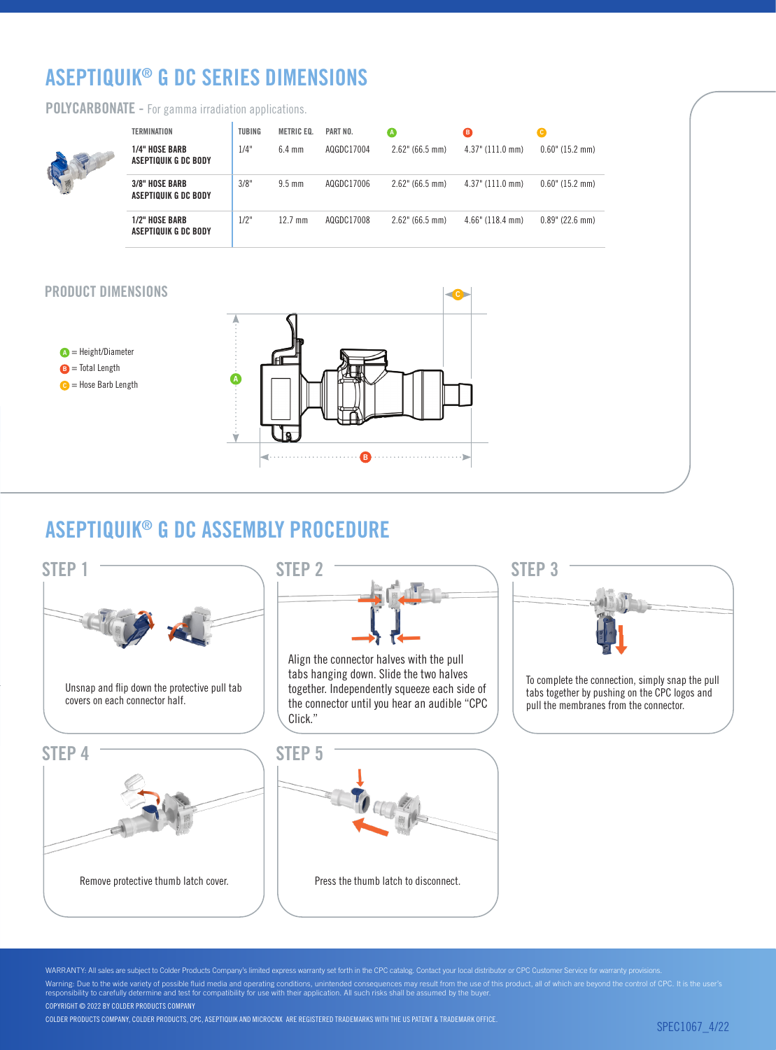# ASEPTIQUIK® G DC SERIES DIMENSIONS

**POLYCARBONATE** - For gamma irradiation applications.

| TERMINATION | TUBING | METRIC EQ. | PART NO. | A | B | C |
|---|---|---|---|---|---|---|
| 1/4" HOSE BARB ASEPTIQUIK G DC BODY | 1/4" | 6.4 mm | AQGDC17004 | 2.62" (66.5 mm) | 4.37" (111.0 mm) | 0.60" (15.2 mm) |
| 3/8" HOSE BARB ASEPTIQUIK G DC BODY | 3/8" | 9.5 mm | AQGDC17006 | 2.62" (66.5 mm) | 4.37" (111.0 mm) | 0.60" (15.2 mm) |
| 1/2" HOSE BARB ASEPTIQUIK G DC BODY | 1/2" | 12.7 mm | AQGDC17008 | 2.62" (66.5 mm) | 4.66" (118.4 mm) | 0.89" (22.6 mm) |

## PRODUCT DIMENSIONS

A = Height/Diameter
B = Total Length
C = Hose Barb Length

# ASEPTIQUIK® G DC ASSEMBLY PROCEDURE

### STEP 1

Unsnap and flip down the protective pull tab covers on each connector half.

### STEP 2

Align the connector halves with the pull tabs hanging down. Slide the two halves together. Independently squeeze each side of the connector until you hear an audible "CPC Click."

### STEP 3

To complete the connection, simply snap the pull tabs together by pushing on the CPC logos and pull the membranes from the connector.

### STEP 4

Remove protective thumb latch cover.

### STEP 5

Press the thumb latch to disconnect.

WARRANTY: All sales are subject to Colder Products Company's limited express warranty set forth in the CPC catalog. Contact your local distributor or CPC Customer Service for warranty provisions.

Warning: Due to the wide variety of possible fluid media and operating conditions, unintended consequences may result from the use of this product, all of which are beyond the control of CPC. It is the user's responsibility to carefully determine and test for compatibility for use with their application. All such risks shall be assumed by the buyer.

COPYRIGHT © 2022 BY COLDER PRODUCTS COMPANY

COLDER PRODUCTS COMPANY, COLDER PRODUCTS, CPC, ASEPTIQUIK AND MICROCNX ARE REGISTERED TRADEMARKS WITH THE US PATENT & TRADEMARK OFFICE.

SPEC1067_4/22